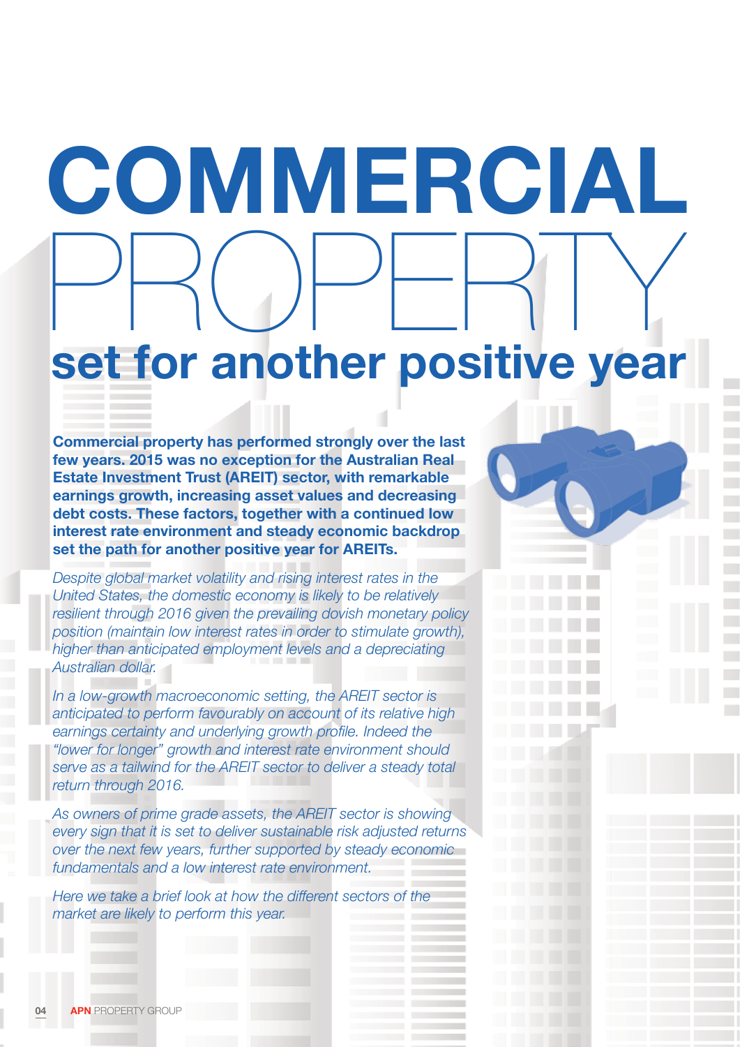# COMMERCIAL PROPERTY set for another positive year

**Commercial property has performed strongly over the last few years. 2015 was no exception for the Australian Real Estate Investment Trust (AREIT) sector, with remarkable earnings growth, increasing asset values and decreasing debt costs. These factors, together with a continued low interest rate environment and steady economic backdrop set the path for another positive year for AREITs.**

*Despite global market volatility and rising interest rates in the United States, the domestic economy is likely to be relatively resilient through 2016 given the prevailing dovish monetary policy position (maintain low interest rates in order to stimulate growth), higher than anticipated employment levels and a depreciating Australian dollar.*

*In a low-growth macroeconomic setting, the AREIT sector is anticipated to perform favourably on account of its relative high earnings certainty and underlying growth profile. Indeed the "lower for longer" growth and interest rate environment should serve as a tailwind for the AREIT sector to deliver a steady total return through 2016.*

*As owners of prime grade assets, the AREIT sector is showing every sign that it is set to deliver sustainable risk adjusted returns over the next few years, further supported by steady economic fundamentals and a low interest rate environment.*

*Here we take a brief look at how the different sectors of the market are likely to perform this year.*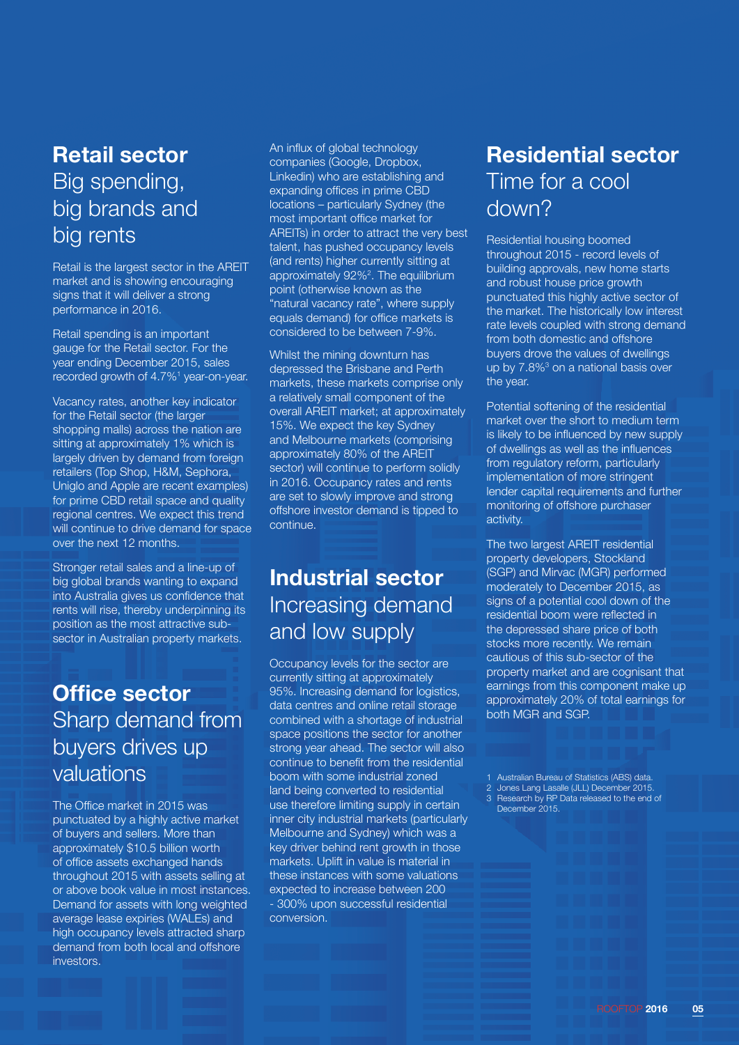## Retail sector

### Big spending, big brands and big rents

Retail is the largest sector in the AREIT market and is showing encouraging signs that it will deliver a strong performance in 2016.

Retail spending is an important gauge for the Retail sector. For the year ending December 2015, sales recorded growth of 4.7%[1] year-on-year.

Vacancy rates, another key indicator for the Retail sector (the larger shopping malls) across the nation are sitting at approximately 1% which is largely driven by demand from foreign retailers (Top Shop, H&M, Sephora, Uniglo and Apple are recent examples) for prime CBD retail space and quality regional centres. We expect this trend will continue to drive demand for space over the next 12 months.

Stronger retail sales and a line-up of big global brands wanting to expand into Australia gives us confidence that rents will rise, thereby underpinning its position as the most attractive sub-sector in Australian property markets.

## Office sector

### Sharp demand from buyers drives up valuations

The Office market in 2015 was punctuated by a highly active market of buyers and sellers. More than approximately $10.5 billion worth of office assets exchanged hands throughout 2015 with assets selling at or above book value in most instances. Demand for assets with long weighted average lease expiries (WALEs) and high occupancy levels attracted sharp demand from both local and offshore investors.

An influx of global technology companies (Google, Dropbox, Linkedin) who are establishing and expanding offices in prime CBD locations – particularly Sydney (the most important office market for AREITs) in order to attract the very best talent, has pushed occupancy levels (and rents) higher currently sitting at approximately 92%[2]. The equilibrium point (otherwise known as the "natural vacancy rate", where supply equals demand) for office markets is considered to be between 7-9%.

Whilst the mining downturn has depressed the Brisbane and Perth markets, these markets comprise only a relatively small component of the overall AREIT market; at approximately 15%. We expect the key Sydney and Melbourne markets (comprising approximately 80% of the AREIT sector) will continue to perform solidly in 2016. Occupancy rates and rents are set to slowly improve and strong offshore investor demand is tipped to continue.

## Industrial sector

### Increasing demand and low supply

Occupancy levels for the sector are currently sitting at approximately 95%. Increasing demand for logistics, data centres and online retail storage combined with a shortage of industrial space positions the sector for another strong year ahead. The sector will also continue to benefit from the residential boom with some industrial zoned land being converted to residential use therefore limiting supply in certain inner city industrial markets (particularly Melbourne and Sydney) which was a key driver behind rent growth in those markets. Uplift in value is material in these instances with some valuations expected to increase between 200 - 300% upon successful residential conversion.

## Residential sector

### Time for a cool down?

Residential housing boomed throughout 2015 - record levels of building approvals, new home starts and robust house price growth punctuated this highly active sector of the market. The historically low interest rate levels coupled with strong demand from both domestic and offshore buyers drove the values of dwellings up by 7.8%[3] on a national basis over the year.

Potential softening of the residential market over the short to medium term is likely to be influenced by new supply of dwellings as well as the influences from regulatory reform, particularly implementation of more stringent lender capital requirements and further monitoring of offshore purchaser activity.

The two largest AREIT residential property developers, Stockland (SGP) and Mirvac (MGR) performed moderately to December 2015, as signs of a potential cool down of the residential boom were reflected in the depressed share price of both stocks more recently. We remain cautious of this sub-sector of the property market and are cognisant that earnings from this component make up approximately 20% of total earnings for both MGR and SGP.

1 Australian Bureau of Statistics (ABS) data.
2 Jones Lang Lasalle (JLL) December 2015.
3 Research by RP Data released to the end of December 2015.